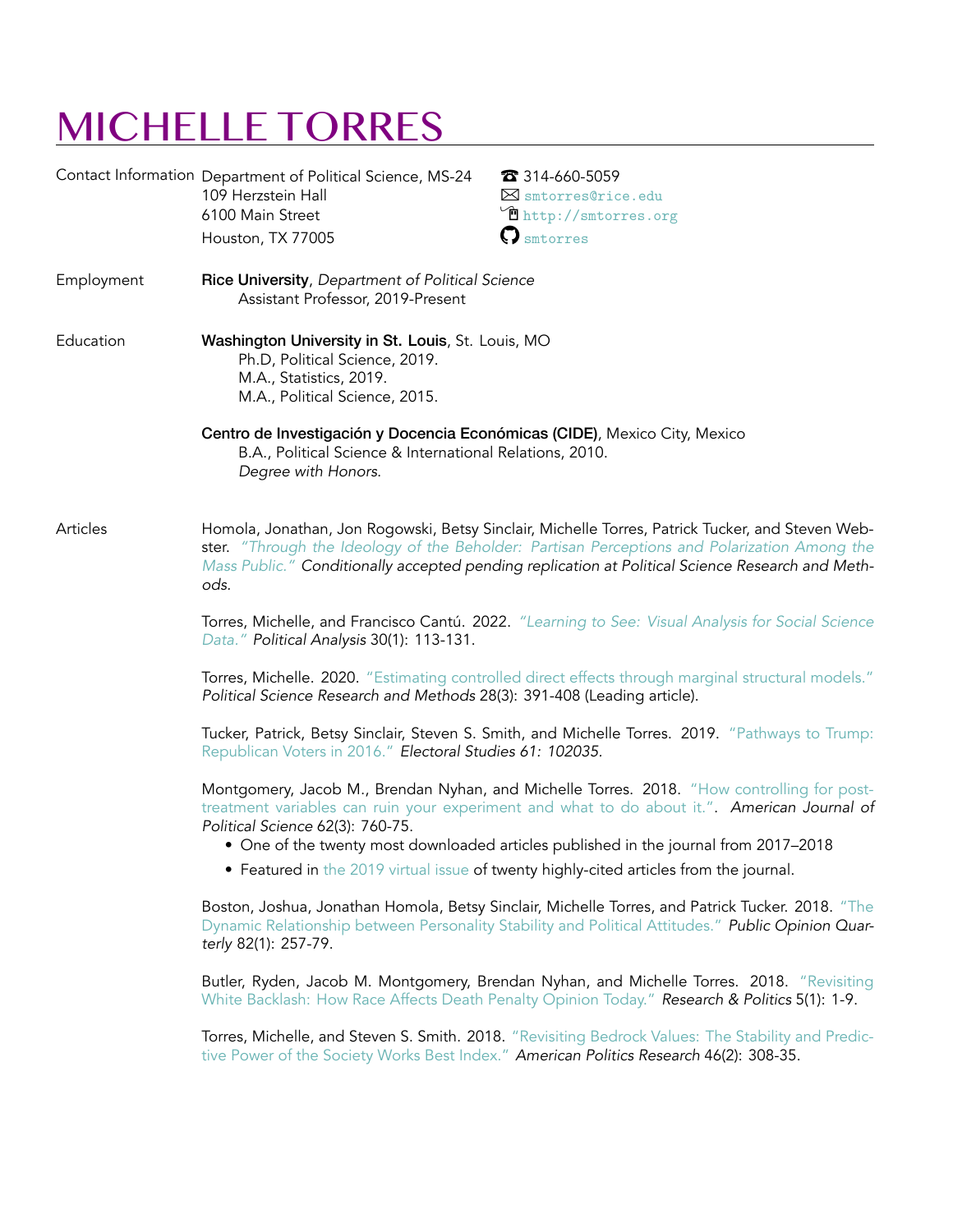# MICHELLE TORRES

## Contact Information

Department of Political Science, MS-24
109 Herzstein Hall
6100 Main Street
Houston, TX 77005

314-660-5059
smtorres@rice.edu
http://smtorres.org
smtorres

## Employment

**Rice University**, *Department of Political Science*
Assistant Professor, 2019-Present

## Education

**Washington University in St. Louis**, St. Louis, MO
Ph.D, Political Science, 2019.
M.A., Statistics, 2019.
M.A., Political Science, 2015.

**Centro de Investigación y Docencia Económicas (CIDE)**, Mexico City, Mexico
B.A., Political Science & International Relations, 2010.
*Degree with Honors.*

## Articles

Homola, Jonathan, Jon Rogowski, Betsy Sinclair, Michelle Torres, Patrick Tucker, and Steven Webster. *"Through the Ideology of the Beholder: Partisan Perceptions and Polarization Among the Mass Public." Conditionally accepted pending replication at Political Science Research and Methods.*

Torres, Michelle, and Francisco Cantú. 2022. "Learning to See: Visual Analysis for Social Science Data." *Political Analysis* 30(1): 113-131.

Torres, Michelle. 2020. "Estimating controlled direct effects through marginal structural models." *Political Science Research and Methods* 28(3): 391-408 (Leading article).

Tucker, Patrick, Betsy Sinclair, Steven S. Smith, and Michelle Torres. 2019. "Pathways to Trump: Republican Voters in 2016." *Electoral Studies 61: 102035.*

Montgomery, Jacob M., Brendan Nyhan, and Michelle Torres. 2018. "How controlling for post-treatment variables can ruin your experiment and what to do about it.". *American Journal of Political Science* 62(3): 760-75.

- One of the twenty most downloaded articles published in the journal from 2017–2018
- Featured in the 2019 virtual issue of twenty highly-cited articles from the journal.

Boston, Joshua, Jonathan Homola, Betsy Sinclair, Michelle Torres, and Patrick Tucker. 2018. "The Dynamic Relationship between Personality Stability and Political Attitudes." *Public Opinion Quarterly* 82(1): 257-79.

Butler, Ryden, Jacob M. Montgomery, Brendan Nyhan, and Michelle Torres. 2018. "Revisiting White Backlash: How Race Affects Death Penalty Opinion Today." *Research & Politics* 5(1): 1-9.

Torres, Michelle, and Steven S. Smith. 2018. "Revisiting Bedrock Values: The Stability and Predictive Power of the Society Works Best Index." *American Politics Research* 46(2): 308-35.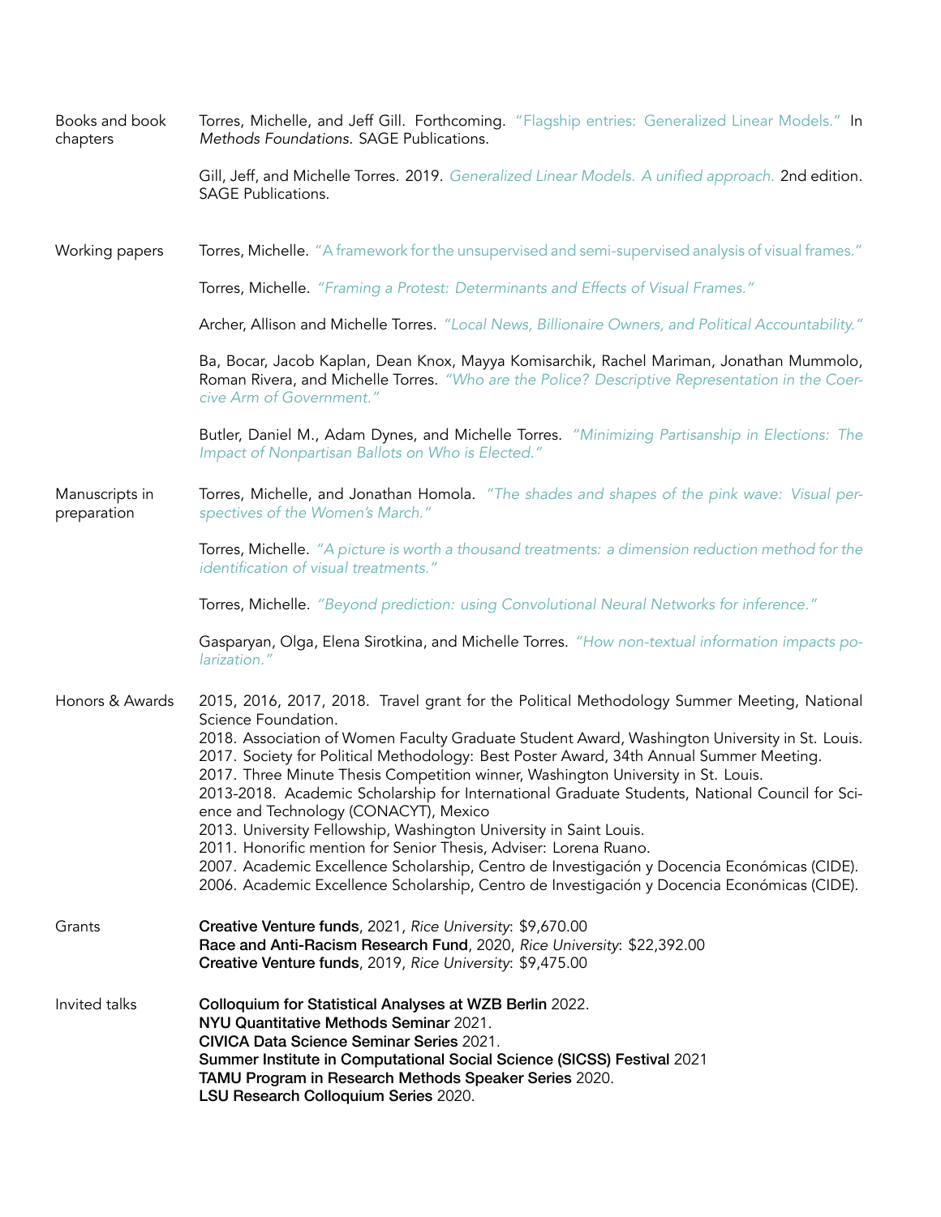## Books and book chapters

Torres, Michelle, and Jeff Gill. Forthcoming. "Flagship entries: Generalized Linear Models." In *Methods Foundations.* SAGE Publications.

Gill, Jeff, and Michelle Torres. 2019. *Generalized Linear Models. A unified approach.* 2nd edition. SAGE Publications.

## Working papers

Torres, Michelle. "A framework for the unsupervised and semi-supervised analysis of visual frames."

Torres, Michelle. *"Framing a Protest: Determinants and Effects of Visual Frames."*

Archer, Allison and Michelle Torres. *"Local News, Billionaire Owners, and Political Accountability."*

Ba, Bocar, Jacob Kaplan, Dean Knox, Mayya Komisarchik, Rachel Mariman, Jonathan Mummolo, Roman Rivera, and Michelle Torres. *"Who are the Police? Descriptive Representation in the Coercive Arm of Government."*

Butler, Daniel M., Adam Dynes, and Michelle Torres. *"Minimizing Partisanship in Elections: The Impact of Nonpartisan Ballots on Who is Elected."*

## Manuscripts in preparation

Torres, Michelle, and Jonathan Homola. *"The shades and shapes of the pink wave: Visual perspectives of the Women's March."*

Torres, Michelle. *"A picture is worth a thousand treatments: a dimension reduction method for the identification of visual treatments."*

Torres, Michelle. *"Beyond prediction: using Convolutional Neural Networks for inference."*

Gasparyan, Olga, Elena Sirotkina, and Michelle Torres. *"How non-textual information impacts polarization."*

## Honors & Awards

2015, 2016, 2017, 2018. Travel grant for the Political Methodology Summer Meeting, National Science Foundation.
2018. Association of Women Faculty Graduate Student Award, Washington University in St. Louis.
2017. Society for Political Methodology: Best Poster Award, 34th Annual Summer Meeting.
2017. Three Minute Thesis Competition winner, Washington University in St. Louis.
2013-2018. Academic Scholarship for International Graduate Students, National Council for Science and Technology (CONACYT), Mexico
2013. University Fellowship, Washington University in Saint Louis.
2011. Honorific mention for Senior Thesis, Adviser: Lorena Ruano.
2007. Academic Excellence Scholarship, Centro de Investigación y Docencia Económicas (CIDE).
2006. Academic Excellence Scholarship, Centro de Investigación y Docencia Económicas (CIDE).

## Grants

**Creative Venture funds**, 2021, *Rice University*: $9,670.00
**Race and Anti-Racism Research Fund**, 2020, *Rice University*: $22,392.00
**Creative Venture funds**, 2019, *Rice University*: $9,475.00

## Invited talks

**Colloquium for Statistical Analyses at WZB Berlin** 2022.
**NYU Quantitative Methods Seminar** 2021.
**CIVICA Data Science Seminar Series** 2021.
**Summer Institute in Computational Social Science (SICSS) Festival** 2021
**TAMU Program in Research Methods Speaker Series** 2020.
**LSU Research Colloquium Series** 2020.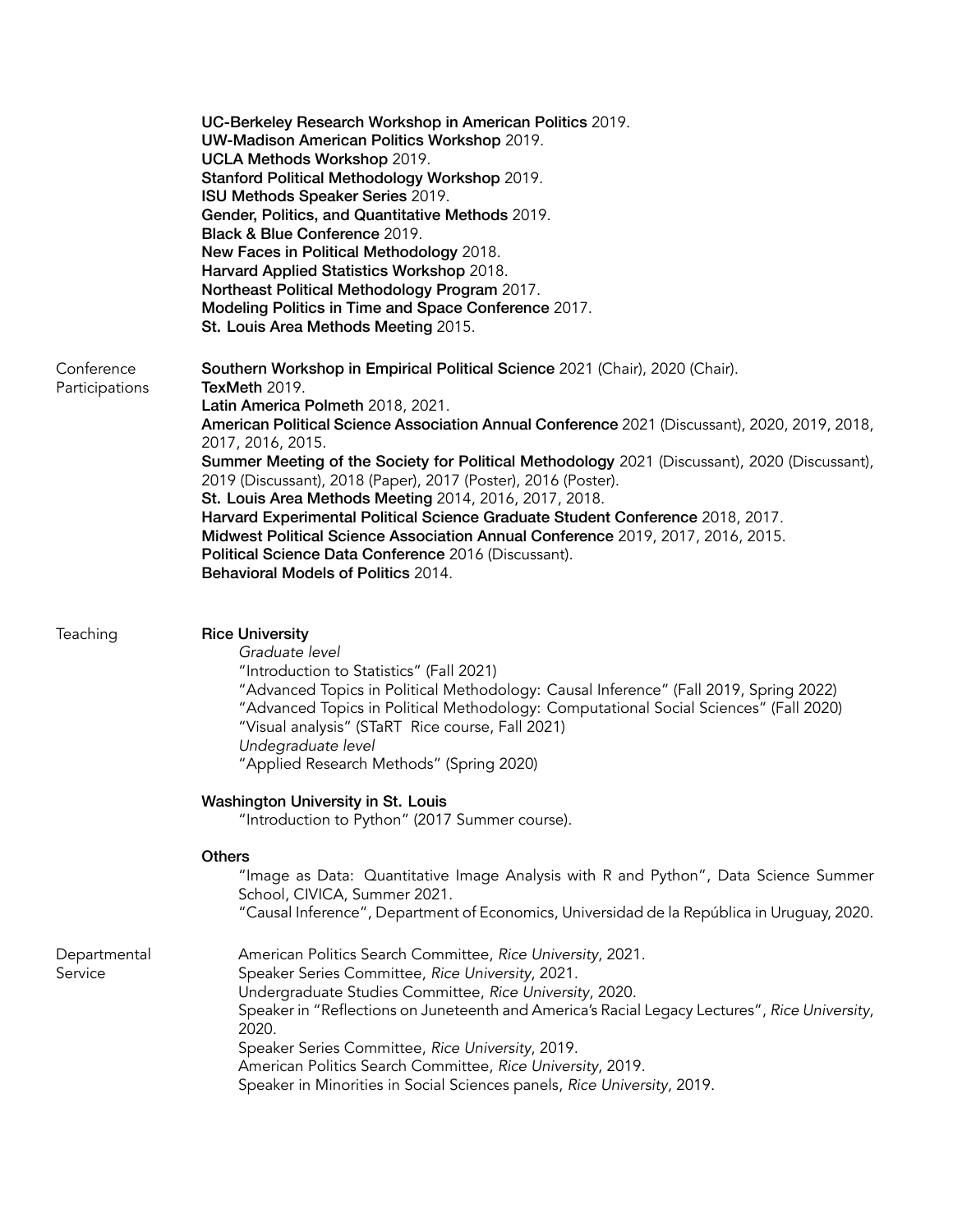**UC-Berkeley Research Workshop in American Politics** 2019.
**UW-Madison American Politics Workshop** 2019.
**UCLA Methods Workshop** 2019.
**Stanford Political Methodology Workshop** 2019.
**ISU Methods Speaker Series** 2019.
**Gender, Politics, and Quantitative Methods** 2019.
**Black & Blue Conference** 2019.
**New Faces in Political Methodology** 2018.
**Harvard Applied Statistics Workshop** 2018.
**Northeast Political Methodology Program** 2017.
**Modeling Politics in Time and Space Conference** 2017.
**St. Louis Area Methods Meeting** 2015.

## Conference Participations

**Southern Workshop in Empirical Political Science** 2021 (Chair), 2020 (Chair).
**TexMeth** 2019.
**Latin America Polmeth** 2018, 2021.
**American Political Science Association Annual Conference** 2021 (Discussant), 2020, 2019, 2018, 2017, 2016, 2015.
**Summer Meeting of the Society for Political Methodology** 2021 (Discussant), 2020 (Discussant), 2019 (Discussant), 2018 (Paper), 2017 (Poster), 2016 (Poster).
**St. Louis Area Methods Meeting** 2014, 2016, 2017, 2018.
**Harvard Experimental Political Science Graduate Student Conference** 2018, 2017.
**Midwest Political Science Association Annual Conference** 2019, 2017, 2016, 2015.
**Political Science Data Conference** 2016 (Discussant).
**Behavioral Models of Politics** 2014.

## Teaching

**Rice University**

*Graduate level*
"Introduction to Statistics" (Fall 2021)
"Advanced Topics in Political Methodology: Causal Inference" (Fall 2019, Spring 2022)
"Advanced Topics in Political Methodology: Computational Social Sciences" (Fall 2020)
"Visual analysis" (STaRT Rice course, Fall 2021)
*Undegraduate level*
"Applied Research Methods" (Spring 2020)

**Washington University in St. Louis**

"Introduction to Python" (2017 Summer course).

**Others**

"Image as Data: Quantitative Image Analysis with R and Python", Data Science Summer School, CIVICA, Summer 2021.
"Causal Inference", Department of Economics, Universidad de la República in Uruguay, 2020.

## Departmental Service

American Politics Search Committee, *Rice University*, 2021.
Speaker Series Committee, *Rice University*, 2021.
Undergraduate Studies Committee, *Rice University*, 2020.
Speaker in "Reflections on Juneteenth and America's Racial Legacy Lectures", *Rice University*, 2020.
Speaker Series Committee, *Rice University*, 2019.
American Politics Search Committee, *Rice University*, 2019.
Speaker in Minorities in Social Sciences panels, *Rice University*, 2019.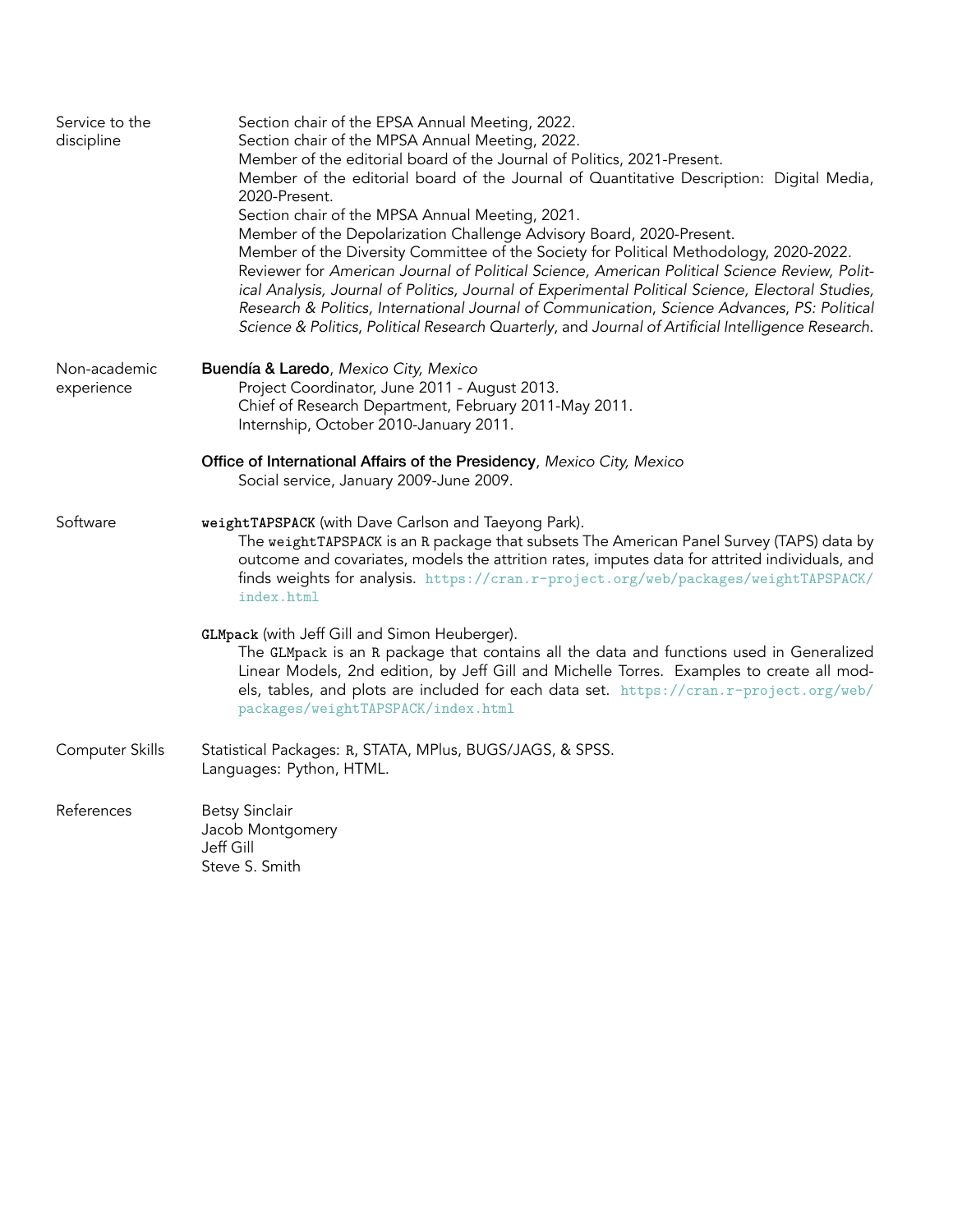## Service to the discipline

Section chair of the EPSA Annual Meeting, 2022.
Section chair of the MPSA Annual Meeting, 2022.
Member of the editorial board of the Journal of Politics, 2021-Present.
Member of the editorial board of the Journal of Quantitative Description: Digital Media, 2020-Present.
Section chair of the MPSA Annual Meeting, 2021.
Member of the Depolarization Challenge Advisory Board, 2020-Present.
Member of the Diversity Committee of the Society for Political Methodology, 2020-2022.
Reviewer for *American Journal of Political Science, American Political Science Review, Political Analysis, Journal of Politics, Journal of Experimental Political Science, Electoral Studies, Research & Politics, International Journal of Communication*, *Science Advances*, *PS: Political Science & Politics*, *Political Research Quarterly*, and *Journal of Artificial Intelligence Research*.

## Non-academic experience

**Buendía & Laredo**, *Mexico City, Mexico*
Project Coordinator, June 2011 - August 2013.
Chief of Research Department, February 2011-May 2011.
Internship, October 2010-January 2011.

**Office of International Affairs of the Presidency**, *Mexico City, Mexico*
Social service, January 2009-June 2009.

## Software

**weightTAPSPACK** (with Dave Carlson and Taeyong Park).
The weightTAPSPACK is an R package that subsets The American Panel Survey (TAPS) data by outcome and covariates, models the attrition rates, imputes data for attrited individuals, and finds weights for analysis. https://cran.r-project.org/web/packages/weightTAPSPACK/index.html

**GLMpack** (with Jeff Gill and Simon Heuberger).
The GLMpack is an R package that contains all the data and functions used in Generalized Linear Models, 2nd edition, by Jeff Gill and Michelle Torres. Examples to create all models, tables, and plots are included for each data set. https://cran.r-project.org/web/packages/weightTAPSPACK/index.html

## Computer Skills

Statistical Packages: R, STATA, MPlus, BUGS/JAGS, & SPSS.
Languages: Python, HTML.

## References

Betsy Sinclair
Jacob Montgomery
Jeff Gill
Steve S. Smith